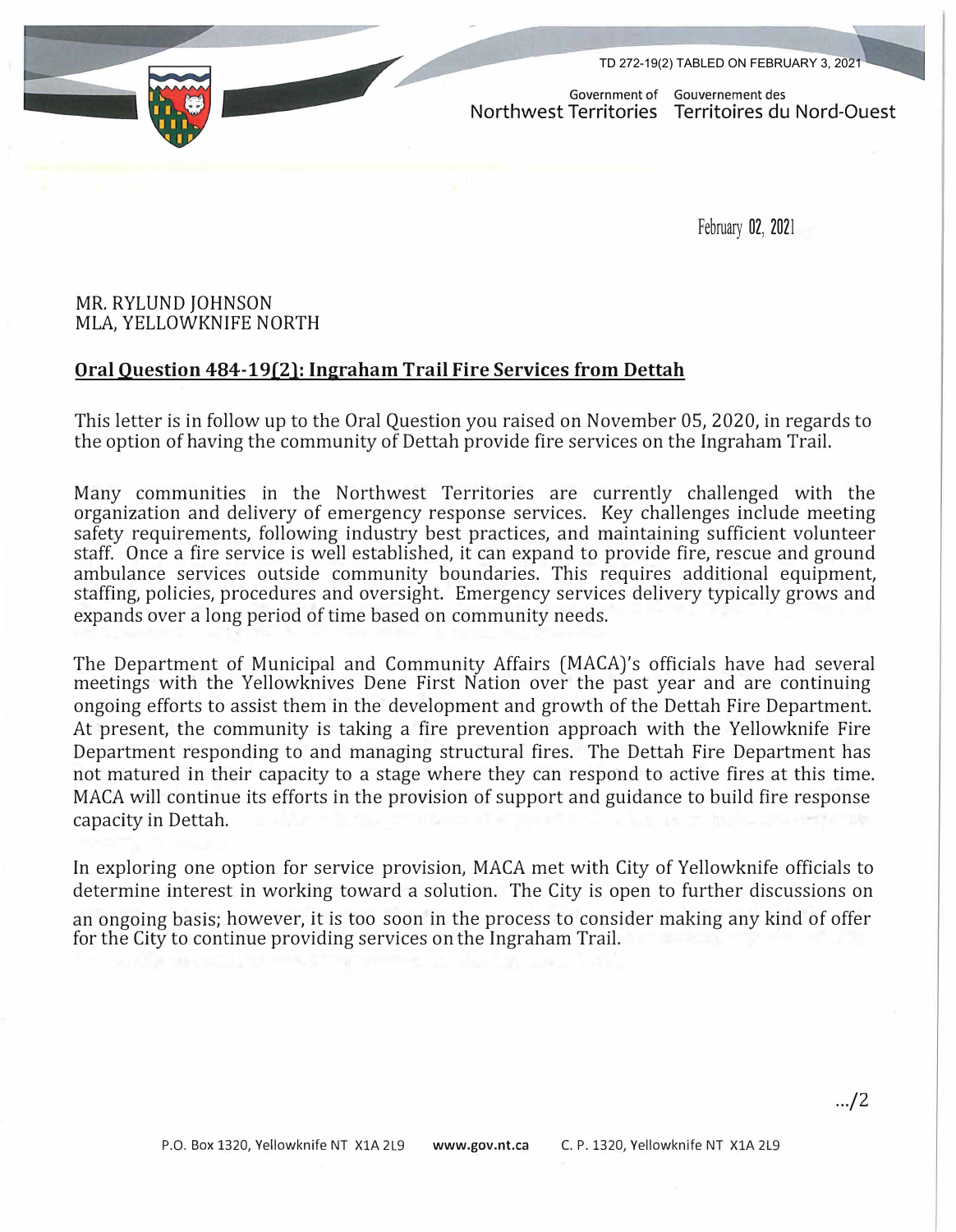TD 272-19(2) TABLED ON FEBRUARY 3, 2021

Government of Northwest Territories
Gouvernement des Territoires du Nord-Ouest

February 02, 2021

MR. RYLUND JOHNSON
MLA, YELLOWKNIFE NORTH

**Oral Question 484-19(2): Ingraham Trail Fire Services from Dettah**

This letter is in follow up to the Oral Question you raised on November 05, 2020, in regards to the option of having the community of Dettah provide fire services on the Ingraham Trail.

Many communities in the Northwest Territories are currently challenged with the organization and delivery of emergency response services. Key challenges include meeting safety requirements, following industry best practices, and maintaining sufficient volunteer staff. Once a fire service is well established, it can expand to provide fire, rescue and ground ambulance services outside community boundaries. This requires additional equipment, staffing, policies, procedures and oversight. Emergency services delivery typically grows and expands over a long period of time based on community needs.

The Department of Municipal and Community Affairs (MACA)'s officials have had several meetings with the Yellowknives Dene First Nation over the past year and are continuing ongoing efforts to assist them in the development and growth of the Dettah Fire Department. At present, the community is taking a fire prevention approach with the Yellowknife Fire Department responding to and managing structural fires. The Dettah Fire Department has not matured in their capacity to a stage where they can respond to active fires at this time. MACA will continue its efforts in the provision of support and guidance to build fire response capacity in Dettah.

In exploring one option for service provision, MACA met with City of Yellowknife officials to determine interest in working toward a solution. The City is open to further discussions on an ongoing basis; however, it is too soon in the process to consider making any kind of offer for the City to continue providing services on the Ingraham Trail.

.../2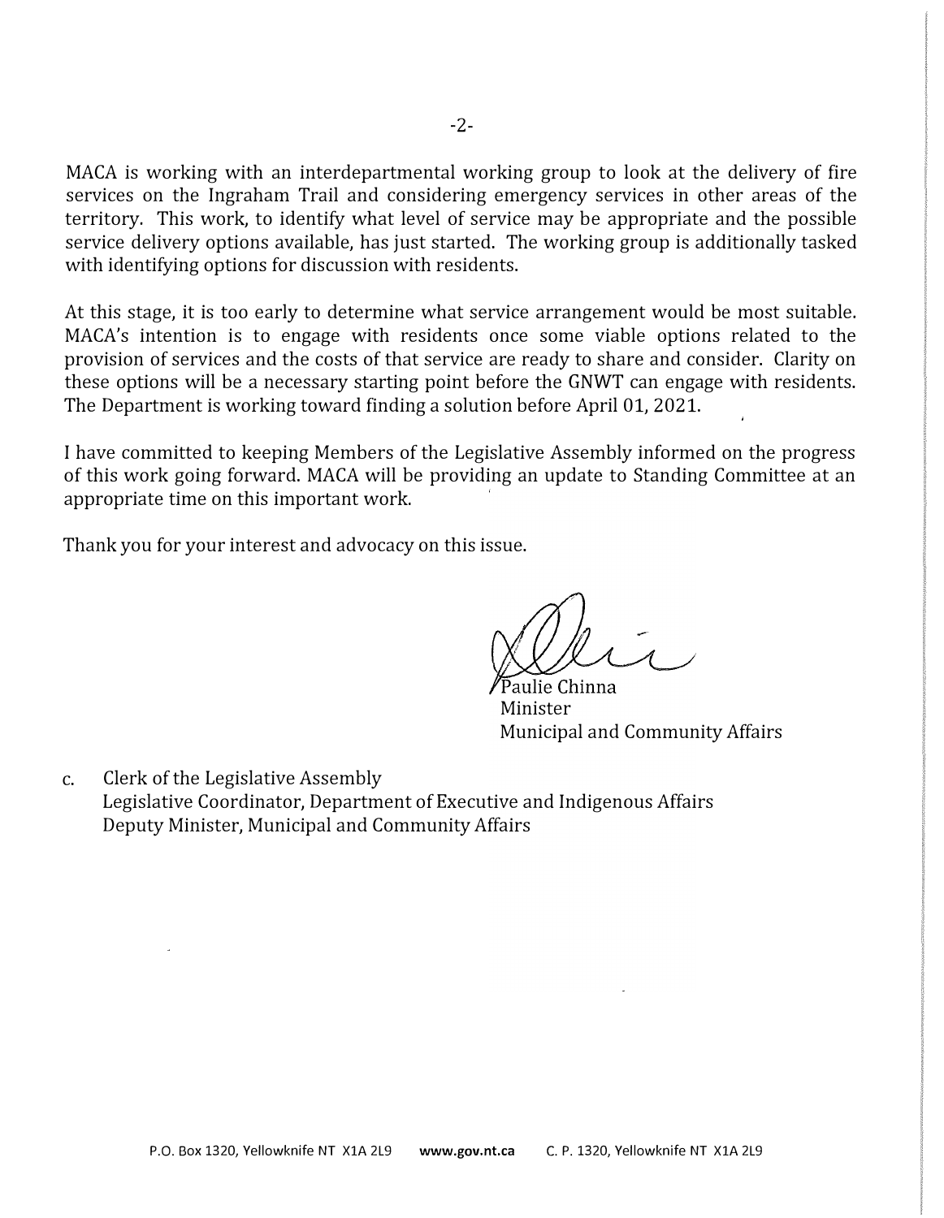MACA is working with an interdepartmental working group to look at the delivery of fire services on the Ingraham Trail and considering emergency services in other areas of the territory. This work, to identify what level of service may be appropriate and the possible service delivery options available, has just started. The working group is additionally tasked with identifying options for discussion with residents.

At this stage, it is too early to determine what service arrangement would be most suitable. MACA's intention is to engage with residents once some viable options related to the provision of services and the costs of that service are ready to share and consider. Clarity on these options will be a necessary starting point before the GNWT can engage with residents. The Department is working toward finding a solution before April 01, 2021.

I have committed to keeping Members of the Legislative Assembly informed on the progress of this work going forward. MACA will be providing an update to Standing Committee at an appropriate time on this important work.

Thank you for your interest and advocacy on this issue.

Paulie Chinna
Minister
Municipal and Community Affairs

c. Clerk of the Legislative Assembly
Legislative Coordinator, Department of Executive and Indigenous Affairs
Deputy Minister, Municipal and Community Affairs

P.O. Box 1320, Yellowknife NT X1A 2L9 www.gov.nt.ca C. P. 1320, Yellowknife NT X1A 2L9